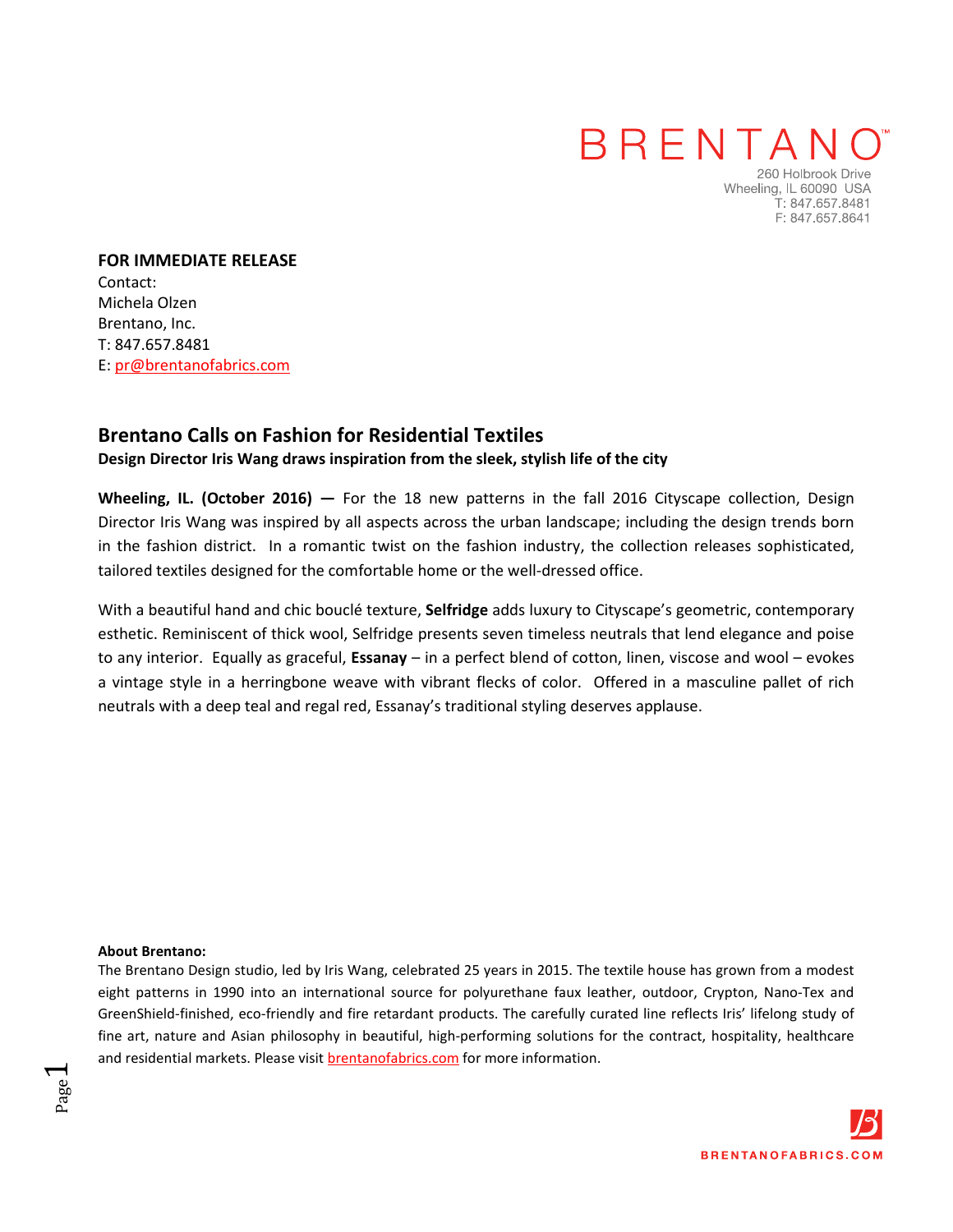# BRENTANO™

260 Holbrook Drive
Wheeling, IL 60090 USA
T: 847.657.8481
F: 847.657.8641

**FOR IMMEDIATE RELEASE**
Contact:
Michela Olzen
Brentano, Inc.
T: 847.657.8481
E: pr@brentanofabrics.com

## Brentano Calls on Fashion for Residential Textiles

**Design Director Iris Wang draws inspiration from the sleek, stylish life of the city**

**Wheeling, IL. (October 2016) —** For the 18 new patterns in the fall 2016 Cityscape collection, Design Director Iris Wang was inspired by all aspects across the urban landscape; including the design trends born in the fashion district. In a romantic twist on the fashion industry, the collection releases sophisticated, tailored textiles designed for the comfortable home or the well-dressed office.

With a beautiful hand and chic bouclé texture, **Selfridge** adds luxury to Cityscape's geometric, contemporary esthetic. Reminiscent of thick wool, Selfridge presents seven timeless neutrals that lend elegance and poise to any interior. Equally as graceful, **Essanay** – in a perfect blend of cotton, linen, viscose and wool – evokes a vintage style in a herringbone weave with vibrant flecks of color. Offered in a masculine pallet of rich neutrals with a deep teal and regal red, Essanay's traditional styling deserves applause.

**About Brentano:**
The Brentano Design studio, led by Iris Wang, celebrated 25 years in 2015. The textile house has grown from a modest eight patterns in 1990 into an international source for polyurethane faux leather, outdoor, Crypton, Nano-Tex and GreenShield-finished, eco-friendly and fire retardant products. The carefully curated line reflects Iris' lifelong study of fine art, nature and Asian philosophy in beautiful, high-performing solutions for the contract, hospitality, healthcare and residential markets. Please visit brentanofabrics.com for more information.

BRENTANOFABRICS.COM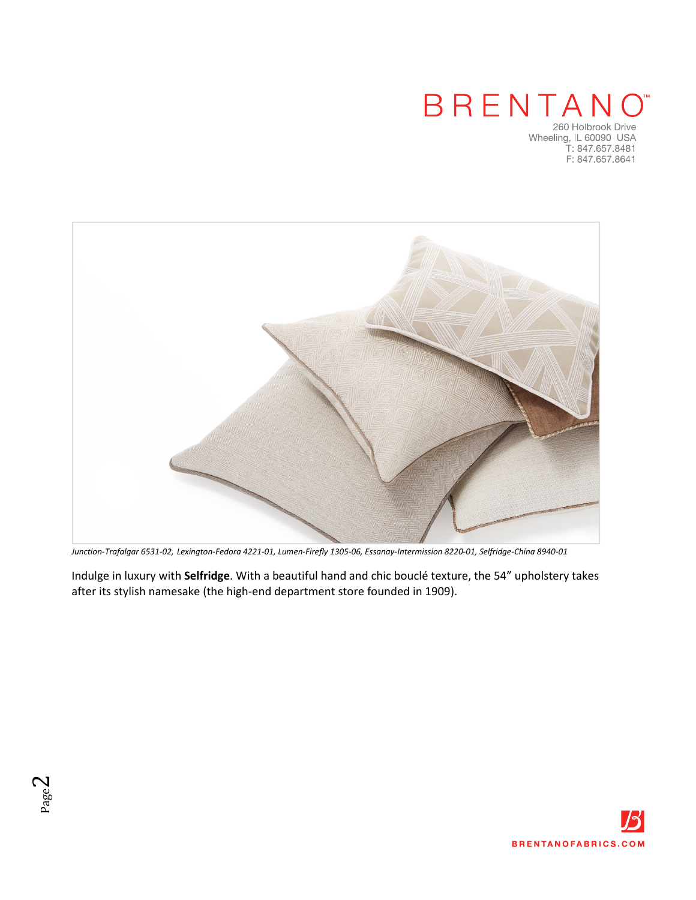BRENTANO™

260 Holbrook Drive
Wheeling, IL 60090 USA
T: 847.657.8481
F: 847.657.8641

*Junction-Trafalgar 6531-02, Lexington-Fedora 4221-01, Lumen-Firefly 1305-06, Essanay-Intermission 8220-01, Selfridge-China 8940-01*

Indulge in luxury with **Selfridge**. With a beautiful hand and chic bouclé texture, the 54” upholstery takes after its stylish namesake (the high-end department store founded in 1909).

BRENTANOFABRICS.COM